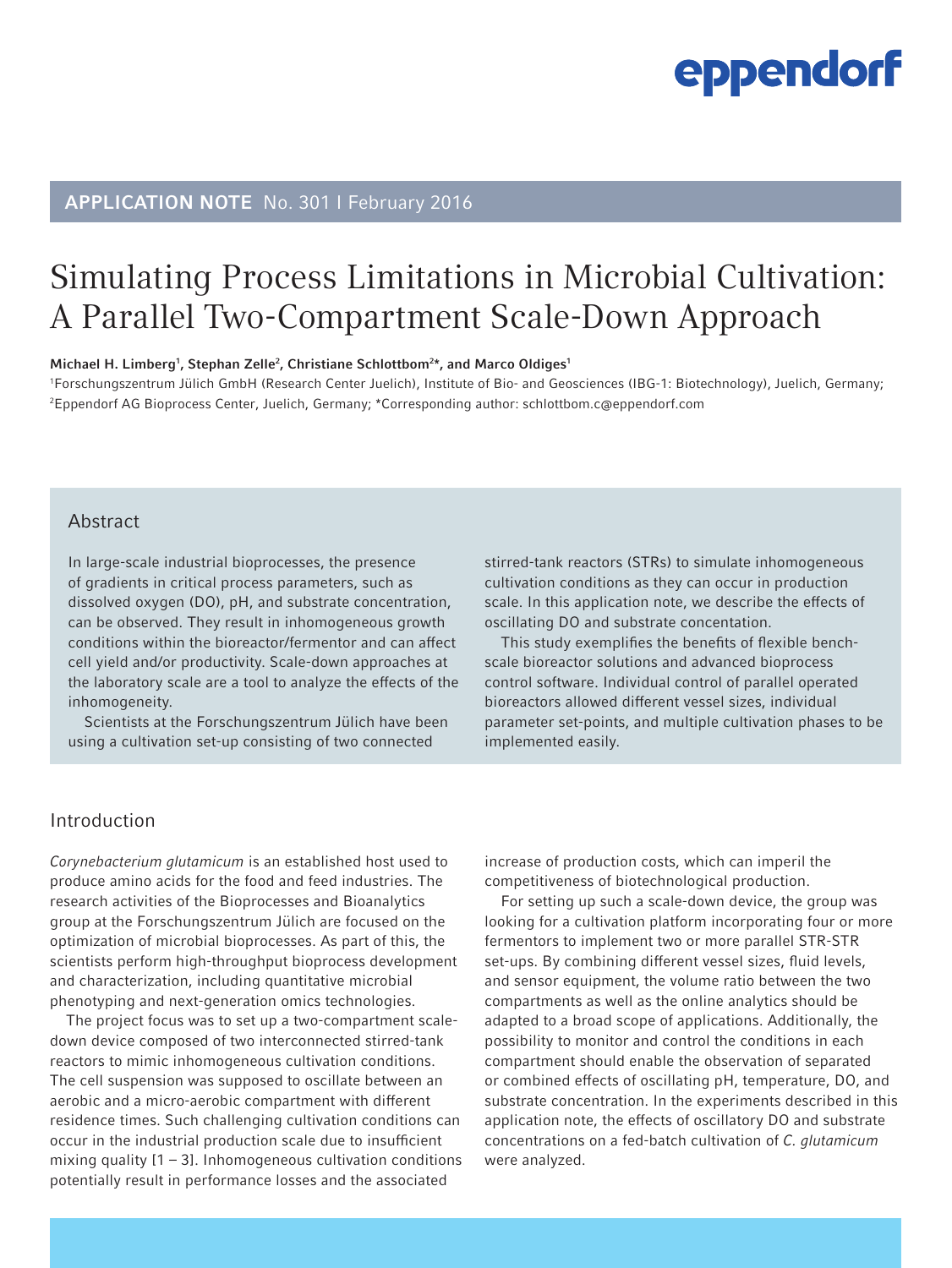APPLICATION NOTE No. 301 I February 2016

# Simulating Process Limitations in Microbial Cultivation: A Parallel Two-Compartment Scale-Down Approach

**Michael H. Limberg[1], Stephan Zelle[2], Christiane Schlottbom[2]*, and Marco Oldiges[1]**

[1]Forschungszentrum Jülich GmbH (Research Center Juelich), Institute of Bio- and Geosciences (IBG-1: Biotechnology), Juelich, Germany; [2]Eppendorf AG Bioprocess Center, Juelich, Germany; *Corresponding author: schlottbom.c@eppendorf.com

## Abstract

In large-scale industrial bioprocesses, the presence of gradients in critical process parameters, such as dissolved oxygen (DO), pH, and substrate concentration, can be observed. They result in inhomogeneous growth conditions within the bioreactor/fermentor and can affect cell yield and/or productivity. Scale-down approaches at the laboratory scale are a tool to analyze the effects of the inhomogeneity.

Scientists at the Forschungszentrum Jülich have been using a cultivation set-up consisting of two connected stirred-tank reactors (STRs) to simulate inhomogeneous cultivation conditions as they can occur in production scale. In this application note, we describe the effects of oscillating DO and substrate concentation.

This study exemplifies the benefits of flexible bench-scale bioreactor solutions and advanced bioprocess control software. Individual control of parallel operated bioreactors allowed different vessel sizes, individual parameter set-points, and multiple cultivation phases to be implemented easily.

## Introduction

*Corynebacterium glutamicum* is an established host used to produce amino acids for the food and feed industries. The research activities of the Bioprocesses and Bioanalytics group at the Forschungszentrum Jülich are focused on the optimization of microbial bioprocesses. As part of this, the scientists perform high-throughput bioprocess development and characterization, including quantitative microbial phenotyping and next-generation omics technologies.

The project focus was to set up a two-compartment scale-down device composed of two interconnected stirred-tank reactors to mimic inhomogeneous cultivation conditions. The cell suspension was supposed to oscillate between an aerobic and a micro-aerobic compartment with different residence times. Such challenging cultivation conditions can occur in the industrial production scale due to insufficient mixing quality [1 – 3]. Inhomogeneous cultivation conditions potentially result in performance losses and the associated increase of production costs, which can imperil the competitiveness of biotechnological production.

For setting up such a scale-down device, the group was looking for a cultivation platform incorporating four or more fermentors to implement two or more parallel STR-STR set-ups. By combining different vessel sizes, fluid levels, and sensor equipment, the volume ratio between the two compartments as well as the online analytics should be adapted to a broad scope of applications. Additionally, the possibility to monitor and control the conditions in each compartment should enable the observation of separated or combined effects of oscillating pH, temperature, DO, and substrate concentration. In the experiments described in this application note, the effects of oscillatory DO and substrate concentrations on a fed-batch cultivation of *C. glutamicum* were analyzed.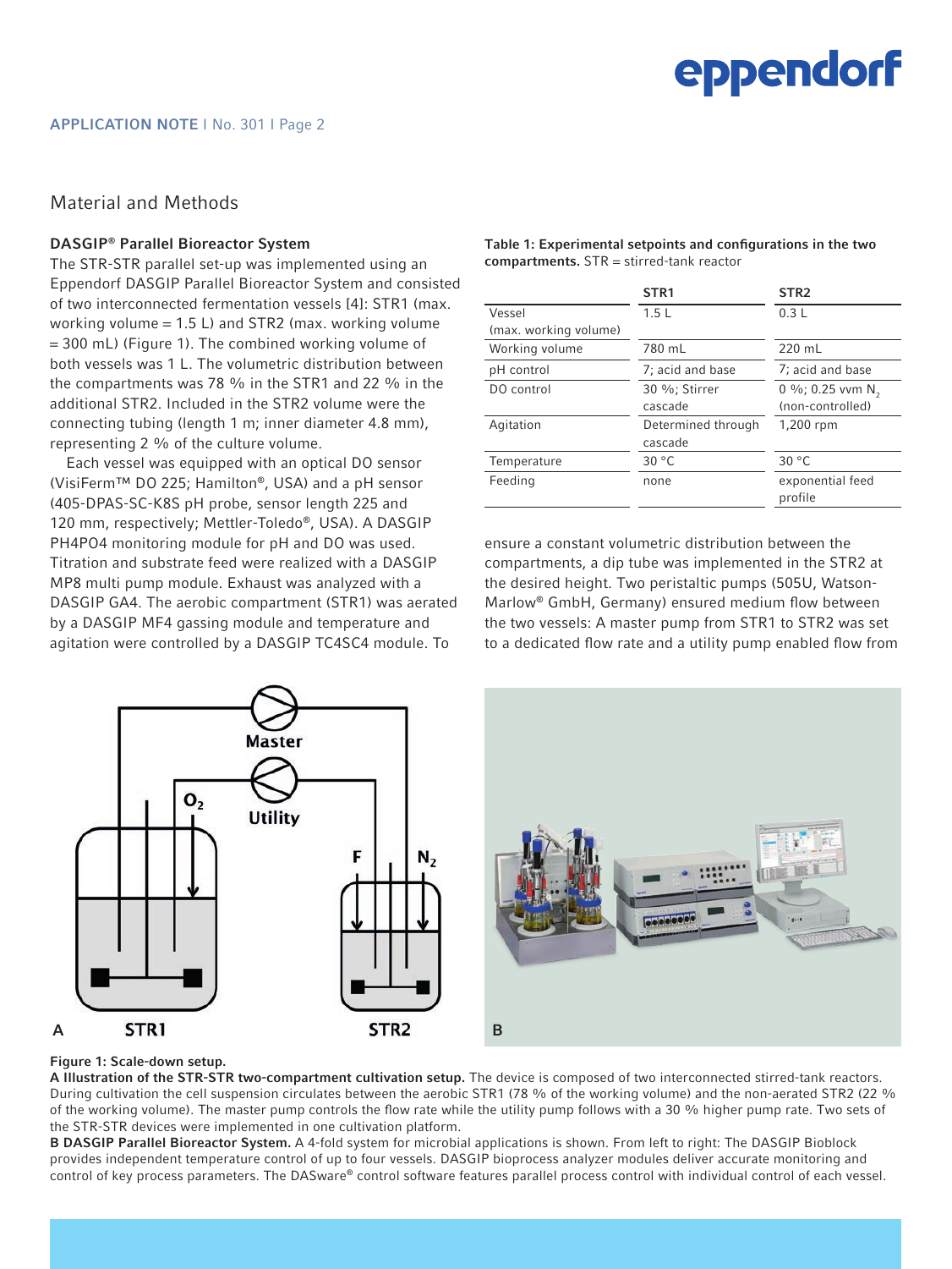## Material and Methods

### DASGIP® Parallel Bioreactor System

The STR-STR parallel set-up was implemented using an Eppendorf DASGIP Parallel Bioreactor System and consisted of two interconnected fermentation vessels [4]: STR1 (max. working volume = 1.5 L) and STR2 (max. working volume = 300 mL) (Figure 1). The combined working volume of both vessels was 1 L. The volumetric distribution between the compartments was 78 % in the STR1 and 22 % in the additional STR2. Included in the STR2 volume were the connecting tubing (length 1 m; inner diameter 4.8 mm), representing 2 % of the culture volume.

Each vessel was equipped with an optical DO sensor (VisiFerm™ DO 225; Hamilton®, USA) and a pH sensor (405-DPAS-SC-K8S pH probe, sensor length 225 and 120 mm, respectively; Mettler-Toledo®, USA). A DASGIP PH4PO4 monitoring module for pH and DO was used. Titration and substrate feed were realized with a DASGIP MP8 multi pump module. Exhaust was analyzed with a DASGIP GA4. The aerobic compartment (STR1) was aerated by a DASGIP MF4 gassing module and temperature and agitation were controlled by a DASGIP TC4SC4 module. To ensure a constant volumetric distribution between the compartments, a dip tube was implemented in the STR2 at the desired height. Two peristaltic pumps (505U, Watson-Marlow® GmbH, Germany) ensured medium flow between the two vessels: A master pump from STR1 to STR2 was set to a dedicated flow rate and a utility pump enabled flow from

**Table 1: Experimental setpoints and configurations in the two compartments.** STR = stirred-tank reactor

| | STR1 | STR2 |
|---|---|---|
| Vessel (max. working volume) | 1.5 L | 0.3 L |
| Working volume | 780 mL | 220 mL |
| pH control | 7; acid and base | 7; acid and base |
| DO control | 30 %; Stirrer cascade | 0 %; 0.25 vvm $N_2$ (non-controlled) |
| Agitation | Determined through cascade | 1,200 rpm |
| Temperature | 30 °C | 30 °C |
| Feeding | none | exponential feed profile |

**Figure 1: Scale-down setup.**
**A Illustration of the STR-STR two-compartment cultivation setup.** The device is composed of two interconnected stirred-tank reactors. During cultivation the cell suspension circulates between the aerobic STR1 (78 % of the working volume) and the non-aerated STR2 (22 % of the working volume). The master pump controls the flow rate while the utility pump follows with a 30 % higher pump rate. Two sets of the STR-STR devices were implemented in one cultivation platform.
**B DASGIP Parallel Bioreactor System.** A 4-fold system for microbial applications is shown. From left to right: The DASGIP Bioblock provides independent temperature control of up to four vessels. DASGIP bioprocess analyzer modules deliver accurate monitoring and control of key process parameters. The DASware® control software features parallel process control with individual control of each vessel.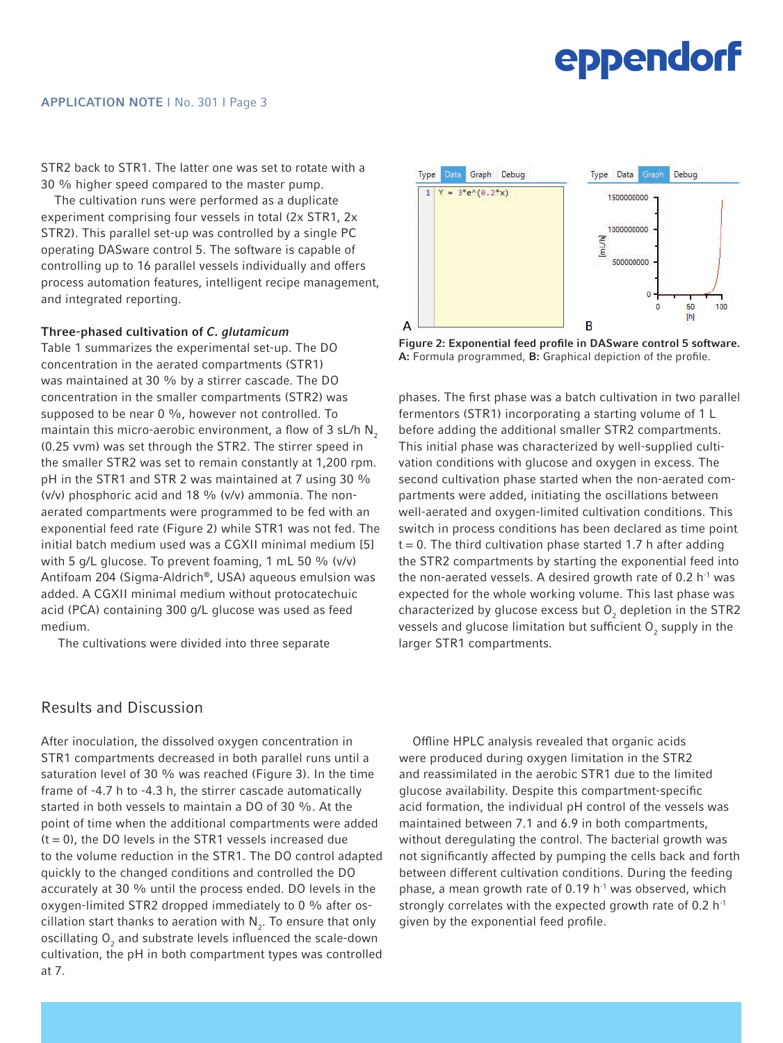STR2 back to STR1. The latter one was set to rotate with a 30 % higher speed compared to the master pump.

The cultivation runs were performed as a duplicate experiment comprising four vessels in total (2x STR1, 2x STR2). This parallel set-up was controlled by a single PC operating DASware control 5. The software is capable of controlling up to 16 parallel vessels individually and offers process automation features, intelligent recipe management, and integrated reporting.

**Three-phased cultivation of *C. glutamicum***

Table 1 summarizes the experimental set-up. The DO concentration in the aerated compartments (STR1) was maintained at 30 % by a stirrer cascade. The DO concentration in the smaller compartments (STR2) was supposed to be near 0 %, however not controlled. To maintain this micro-aerobic environment, a flow of 3 sL/h $N_2$ (0.25 vvm) was set through the STR2. The stirrer speed in the smaller STR2 was set to remain constantly at 1,200 rpm. pH in the STR1 and STR 2 was maintained at 7 using 30 % (v/v) phosphoric acid and 18 % (v/v) ammonia. The non-aerated compartments were programmed to be fed with an exponential feed rate (Figure 2) while STR1 was not fed. The initial batch medium used was a CGXII minimal medium [5] with 5 g/L glucose. To prevent foaming, 1 mL 50 % (v/v) Antifoam 204 (Sigma-Aldrich®, USA) aqueous emulsion was added. A CGXII minimal medium without protocatechuic acid (PCA) containing 300 g/L glucose was used as feed medium.

The cultivations were divided into three separate phases. The first phase was a batch cultivation in two parallel fermentors (STR1) incorporating a starting volume of 1 L before adding the additional smaller STR2 compartments. This initial phase was characterized by well-supplied cultivation conditions with glucose and oxygen in excess. The second cultivation phase started when the non-aerated compartments were added, initiating the oscillations between well-aerated and oxygen-limited cultivation conditions. This switch in process conditions has been declared as time point t = 0. The third cultivation phase started 1.7 h after adding the STR2 compartments by starting the exponential feed into the non-aerated vessels. A desired growth rate of 0.2 $h^{-1}$ was expected for the whole working volume. This last phase was characterized by glucose excess but $O_2$ depletion in the STR2 vessels and glucose limitation but sufficient $O_2$ supply in the larger STR1 compartments.

**Figure 2: Exponential feed profile in DASware control 5 software.** **A:** Formula programmed, **B:** Graphical depiction of the profile.

## Results and Discussion

After inoculation, the dissolved oxygen concentration in STR1 compartments decreased in both parallel runs until a saturation level of 30 % was reached (Figure 3). In the time frame of -4.7 h to -4.3 h, the stirrer cascade automatically started in both vessels to maintain a DO of 30 %. At the point of time when the additional compartments were added (t = 0), the DO levels in the STR1 vessels increased due to the volume reduction in the STR1. The DO control adapted quickly to the changed conditions and controlled the DO accurately at 30 % until the process ended. DO levels in the oxygen-limited STR2 dropped immediately to 0 % after oscillation start thanks to aeration with $N_2$. To ensure that only oscillating $O_2$ and substrate levels influenced the scale-down cultivation, the pH in both compartment types was controlled at 7.

Offline HPLC analysis revealed that organic acids were produced during oxygen limitation in the STR2 and reassimilated in the aerobic STR1 due to the limited glucose availability. Despite this compartment-specific acid formation, the individual pH control of the vessels was maintained between 7.1 and 6.9 in both compartments, without deregulating the control. The bacterial growth was not significantly affected by pumping the cells back and forth between different cultivation conditions. During the feeding phase, a mean growth rate of 0.19 $h^{-1}$ was observed, which strongly correlates with the expected growth rate of 0.2 $h^{-1}$ given by the exponential feed profile.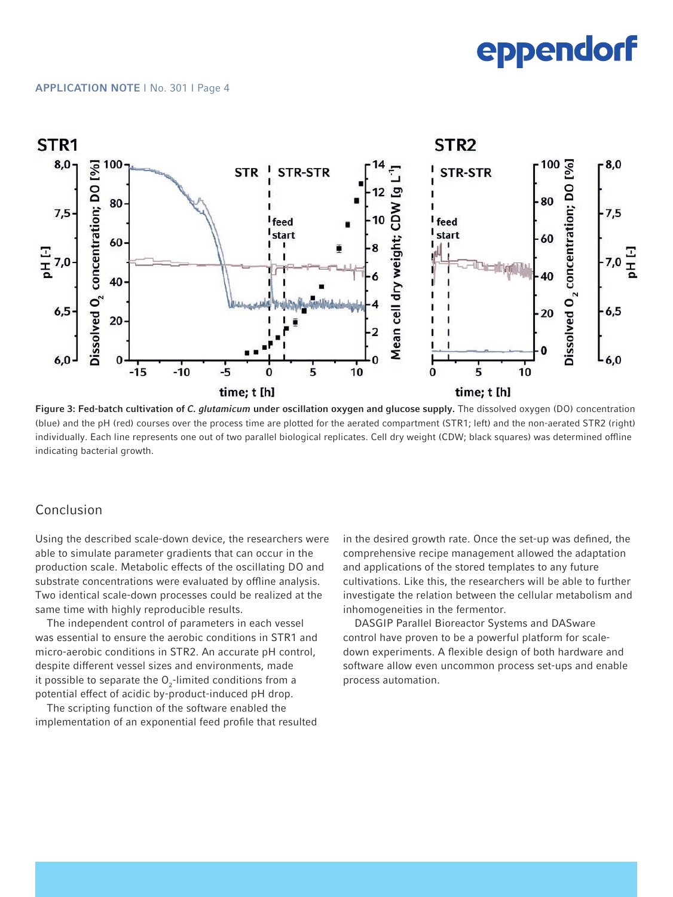**Figure 3: Fed-batch cultivation of *C. glutamicum* under oscillation oxygen and glucose supply.** The dissolved oxygen (DO) concentration (blue) and the pH (red) courses over the process time are plotted for the aerated compartment (STR1; left) and the non-aerated STR2 (right) individually. Each line represents one out of two parallel biological replicates. Cell dry weight (CDW; black squares) was determined offline indicating bacterial growth.

## Conclusion

Using the described scale-down device, the researchers were able to simulate parameter gradients that can occur in the production scale. Metabolic effects of the oscillating DO and substrate concentrations were evaluated by offline analysis. Two identical scale-down processes could be realized at the same time with highly reproducible results.

The independent control of parameters in each vessel was essential to ensure the aerobic conditions in STR1 and micro-aerobic conditions in STR2. An accurate pH control, despite different vessel sizes and environments, made it possible to separate the $O_2$-limited conditions from a potential effect of acidic by-product-induced pH drop.

The scripting function of the software enabled the implementation of an exponential feed profile that resulted in the desired growth rate. Once the set-up was defined, the comprehensive recipe management allowed the adaptation and applications of the stored templates to any future cultivations. Like this, the researchers will be able to further investigate the relation between the cellular metabolism and inhomogeneities in the fermentor.

DASGIP Parallel Bioreactor Systems and DASware control have proven to be a powerful platform for scale-down experiments. A flexible design of both hardware and software allow even uncommon process set-ups and enable process automation.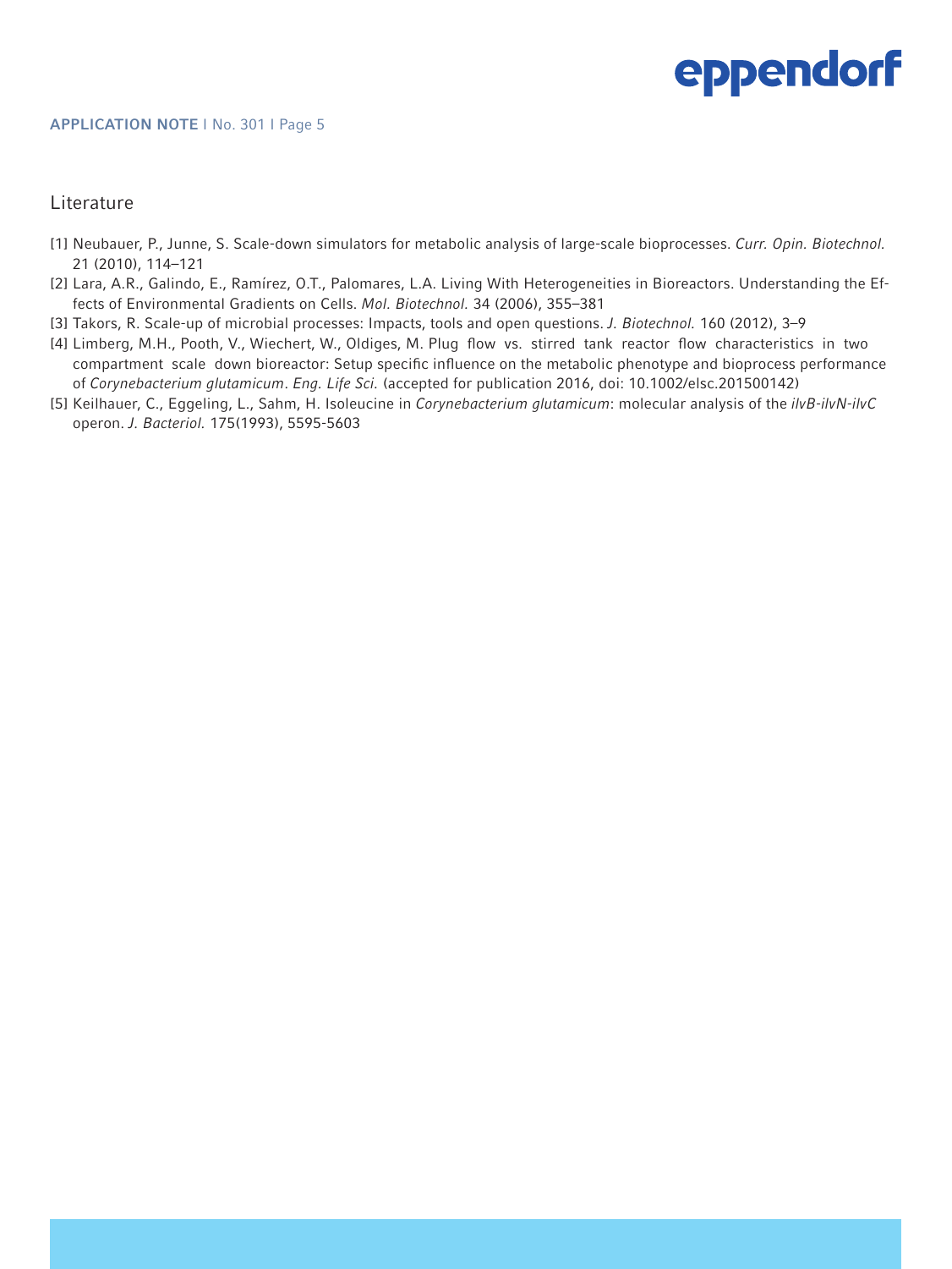## Literature

[1] Neubauer, P., Junne, S. Scale-down simulators for metabolic analysis of large-scale bioprocesses. *Curr. Opin. Biotechnol.* 21 (2010), 114–121

[2] Lara, A.R., Galindo, E., Ramírez, O.T., Palomares, L.A. Living With Heterogeneities in Bioreactors. Understanding the Effects of Environmental Gradients on Cells. *Mol. Biotechnol.* 34 (2006), 355–381

[3] Takors, R. Scale-up of microbial processes: Impacts, tools and open questions. *J. Biotechnol.* 160 (2012), 3–9

[4] Limberg, M.H., Pooth, V., Wiechert, W., Oldiges, M. Plug flow vs. stirred tank reactor flow characteristics in two compartment scale down bioreactor: Setup specific influence on the metabolic phenotype and bioprocess performance of *Corynebacterium glutamicum*. *Eng. Life Sci.* (accepted for publication 2016, doi: 10.1002/elsc.201500142)

[5] Keilhauer, C., Eggeling, L., Sahm, H. Isoleucine in *Corynebacterium glutamicum*: molecular analysis of the *ilvB-ilvN-ilvC* operon. *J. Bacteriol.* 175(1993), 5595-5603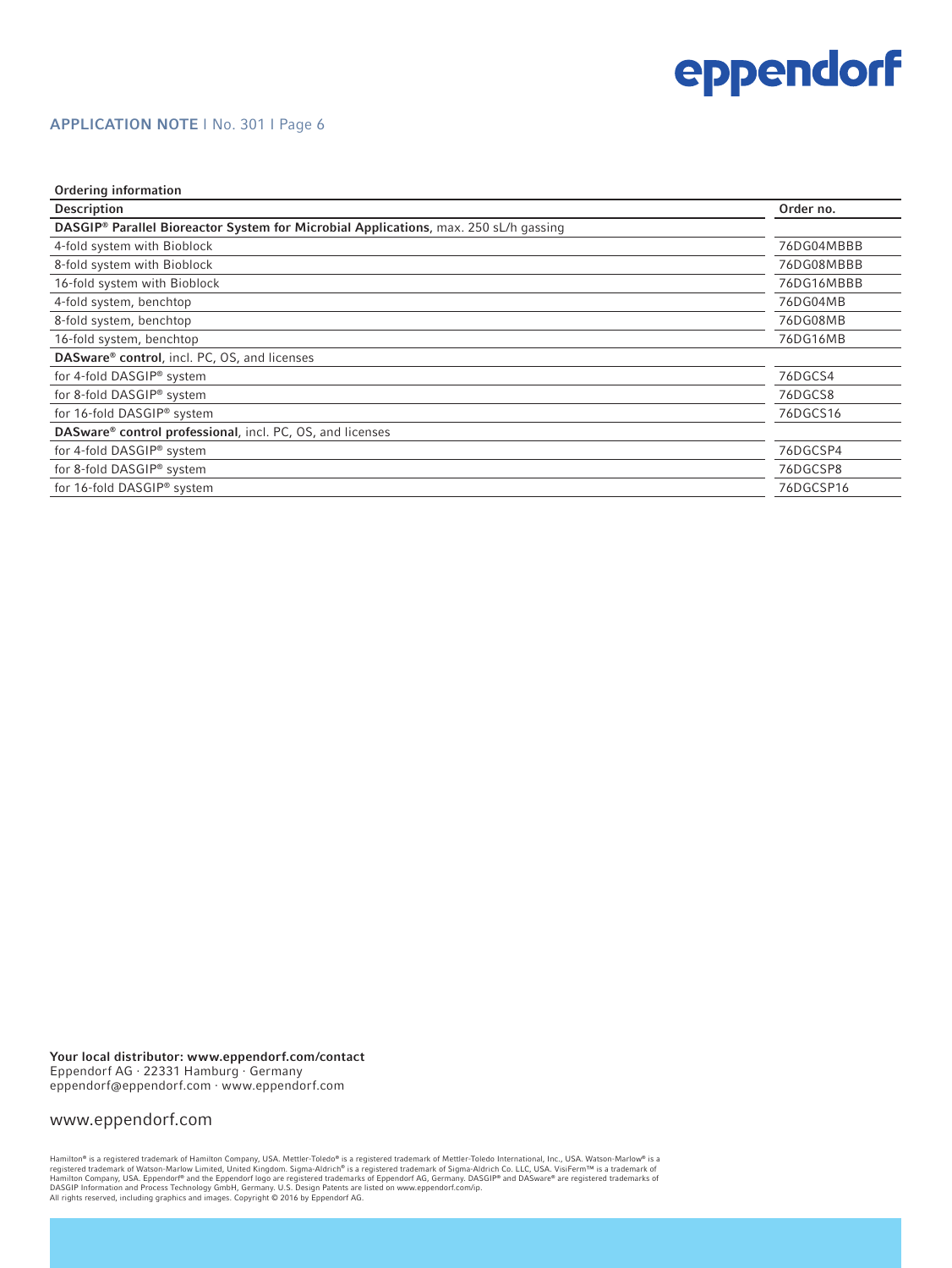### Ordering information

| Description | Order no. |
|---|---|
| **DASGIP® Parallel Bioreactor System for Microbial Applications**, max. 250 sL/h gassing | |
| 4-fold system with Bioblock | 76DG04MBBB |
| 8-fold system with Bioblock | 76DG08MBBB |
| 16-fold system with Bioblock | 76DG16MBBB |
| 4-fold system, benchtop | 76DG04MB |
| 8-fold system, benchtop | 76DG08MB |
| 16-fold system, benchtop | 76DG16MB |
| **DASware® control**, incl. PC, OS, and licenses | |
| for 4-fold DASGIP® system | 76DGCS4 |
| for 8-fold DASGIP® system | 76DGCS8 |
| for 16-fold DASGIP® system | 76DGCS16 |
| **DASware® control professional**, incl. PC, OS, and licenses | |
| for 4-fold DASGIP® system | 76DGCSP4 |
| for 8-fold DASGIP® system | 76DGCSP8 |
| for 16-fold DASGIP® system | 76DGCSP16 |

**Your local distributor: www.eppendorf.com/contact**
Eppendorf AG · 22331 Hamburg · Germany
eppendorf@eppendorf.com · www.eppendorf.com

www.eppendorf.com

Hamilton® is a registered trademark of Hamilton Company, USA. Mettler-Toledo® is a registered trademark of Mettler-Toledo International, Inc., USA. Watson-Marlow® is a registered trademark of Watson-Marlow Limited, United Kingdom. Sigma-Aldrich® is a registered trademark of Sigma-Aldrich Co. LLC, USA. VisiFerm™ is a trademark of Hamilton Company, USA. Eppendorf® and the Eppendorf logo are registered trademarks of Eppendorf AG, Germany. DASGIP® and DASware® are registered trademarks of DASGIP Information and Process Technology GmbH, Germany. U.S. Design Patents are listed on www.eppendorf.com/ip.
All rights reserved, including graphics and images. Copyright © 2016 by Eppendorf AG.